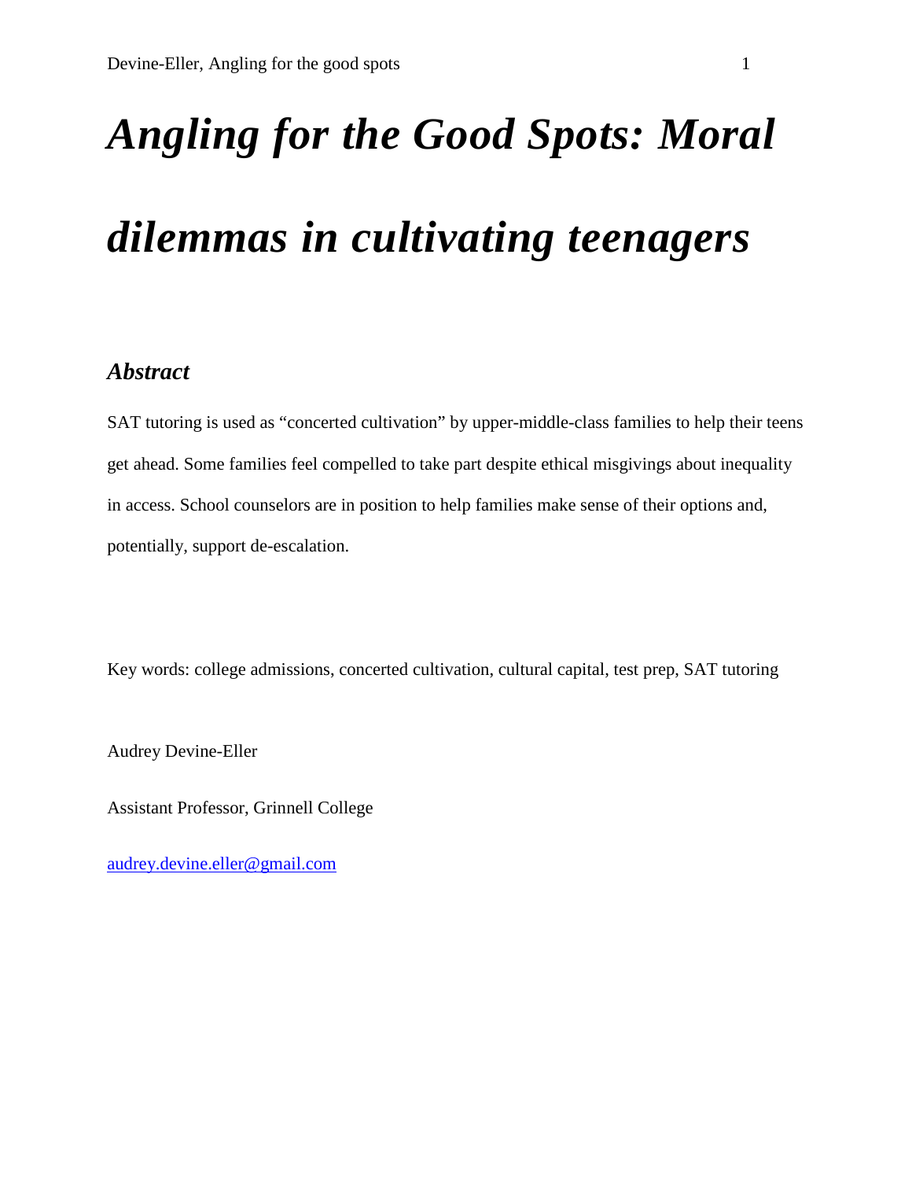# *Angling for the Good Spots: Moral dilemmas in cultivating teenagers*

## *Abstract*

SAT tutoring is used as "concerted cultivation" by upper-middle-class families to help their teens get ahead. Some families feel compelled to take part despite ethical misgivings about inequality in access. School counselors are in position to help families make sense of their options and, potentially, support de-escalation.

Key words: college admissions, concerted cultivation, cultural capital, test prep, SAT tutoring

Audrey Devine-Eller

Assistant Professor, Grinnell College

[audrey.devine.eller@gmail.com](mailto:audrey.devine.eller@gmail.com)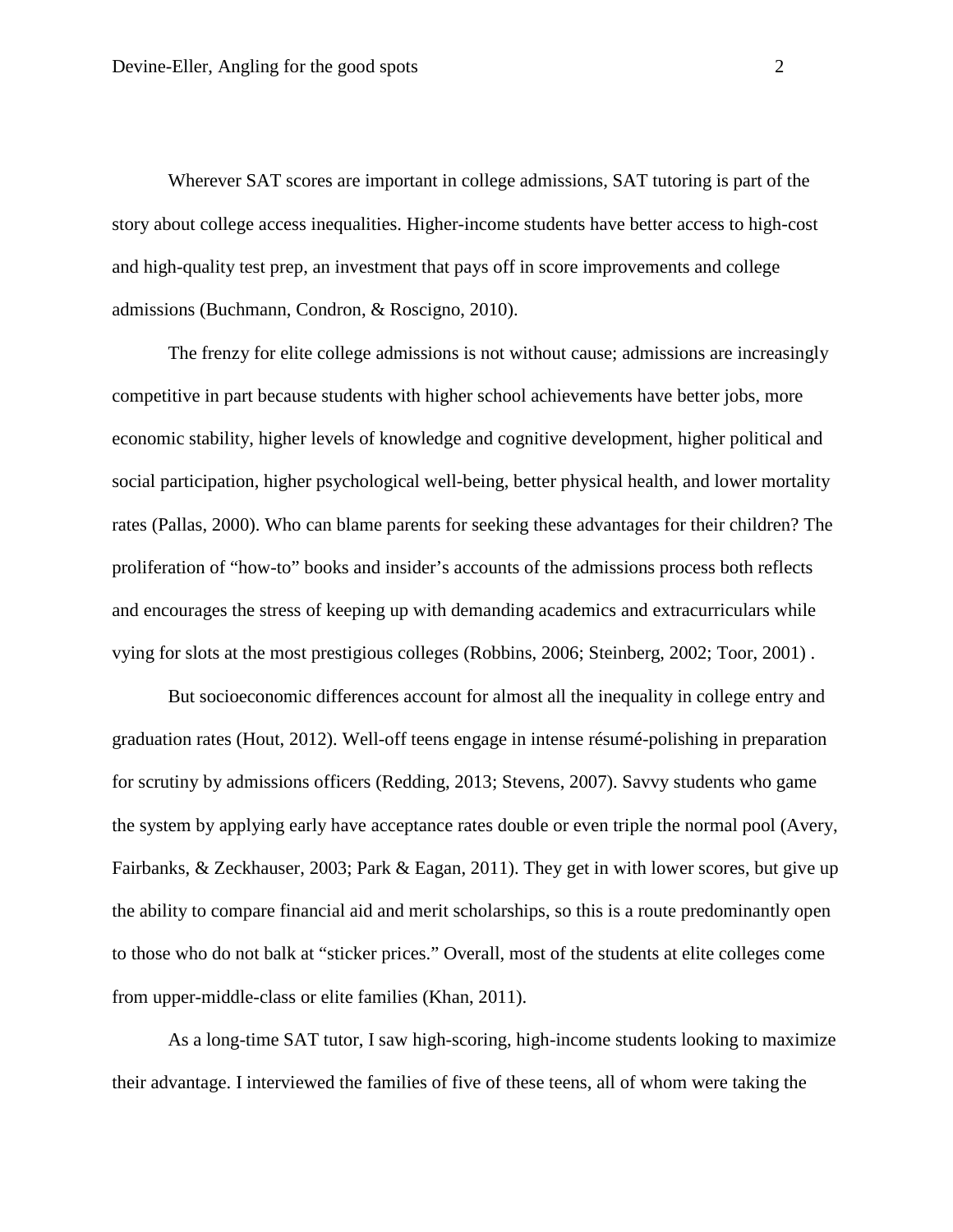Wherever SAT scores are important in college admissions, SAT tutoring is part of the story about college access inequalities. Higher-income students have better access to high-cost and high-quality test prep, an investment that pays off in score improvements and college admissions (Buchmann, Condron, & Roscigno, 2010).

The frenzy for elite college admissions is not without cause; admissions are increasingly competitive in part because students with higher school achievements have better jobs, more economic stability, higher levels of knowledge and cognitive development, higher political and social participation, higher psychological well-being, better physical health, and lower mortality rates (Pallas, 2000). Who can blame parents for seeking these advantages for their children? The proliferation of "how-to" books and insider's accounts of the admissions process both reflects and encourages the stress of keeping up with demanding academics and extracurriculars while vying for slots at the most prestigious colleges (Robbins, 2006; Steinberg, 2002; Toor, 2001) .

But socioeconomic differences account for almost all the inequality in college entry and graduation rates (Hout, 2012). Well-off teens engage in intense résumé-polishing in preparation for scrutiny by admissions officers (Redding, 2013; Stevens, 2007). Savvy students who game the system by applying early have acceptance rates double or even triple the normal pool (Avery, Fairbanks, & Zeckhauser, 2003; Park & Eagan, 2011). They get in with lower scores, but give up the ability to compare financial aid and merit scholarships, so this is a route predominantly open to those who do not balk at "sticker prices." Overall, most of the students at elite colleges come from upper-middle-class or elite families (Khan, 2011).

As a long-time SAT tutor, I saw high-scoring, high-income students looking to maximize their advantage. I interviewed the families of five of these teens, all of whom were taking the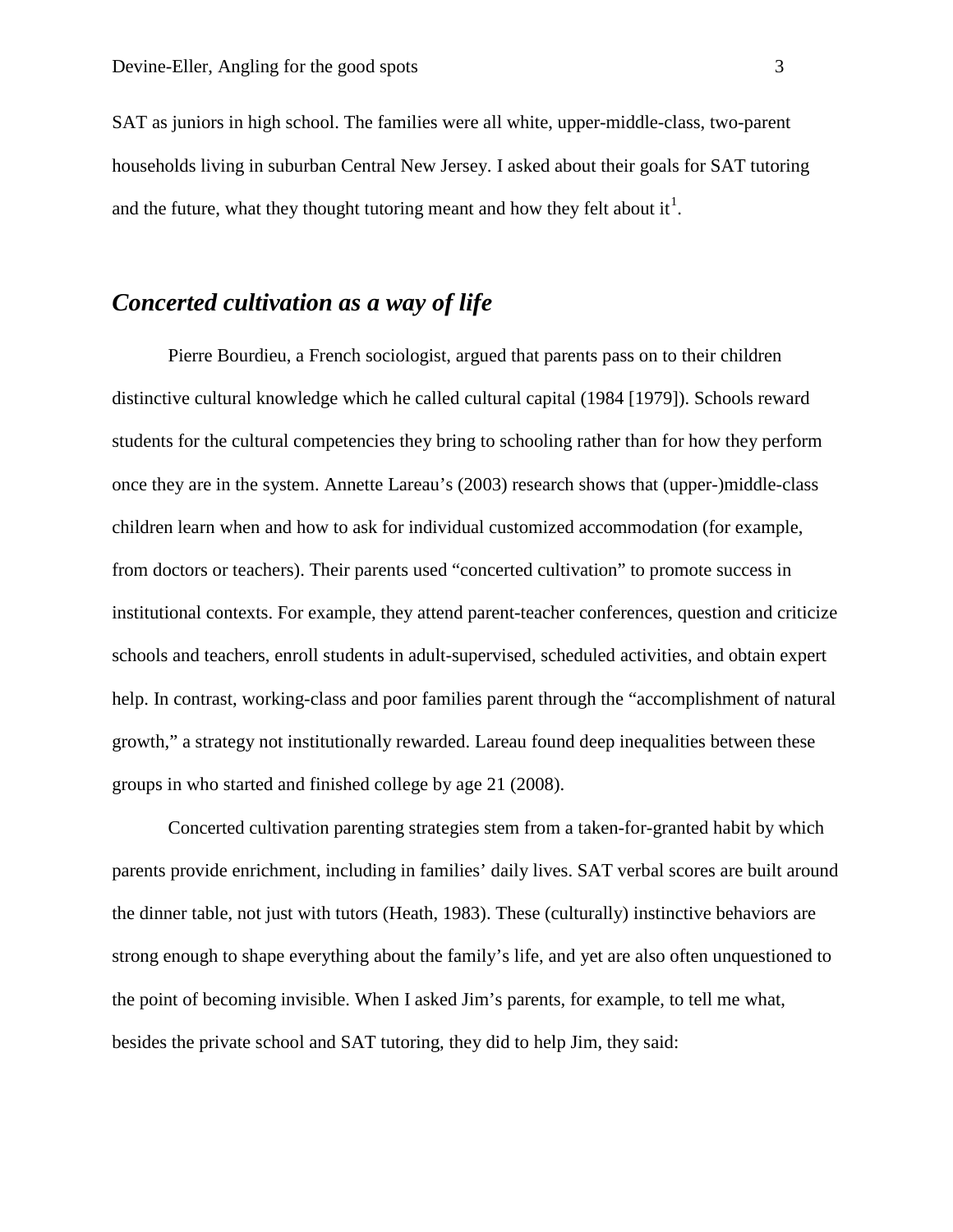SAT as juniors in high school. The families were all white, upper-middle-class, two-parent households living in suburban Central New Jersey. I asked about their goals for SAT tutoring and the future, what they thought tutoring meant and how they felt about it[1].

## *Concerted cultivation as a way of life*

Pierre Bourdieu, a French sociologist, argued that parents pass on to their children distinctive cultural knowledge which he called cultural capital (1984 [1979]). Schools reward students for the cultural competencies they bring to schooling rather than for how they perform once they are in the system. Annette Lareau's (2003) research shows that (upper-)middle-class children learn when and how to ask for individual customized accommodation (for example, from doctors or teachers). Their parents used "concerted cultivation" to promote success in institutional contexts. For example, they attend parent-teacher conferences, question and criticize schools and teachers, enroll students in adult-supervised, scheduled activities, and obtain expert help. In contrast, working-class and poor families parent through the "accomplishment of natural growth," a strategy not institutionally rewarded. Lareau found deep inequalities between these groups in who started and finished college by age 21 (2008).

Concerted cultivation parenting strategies stem from a taken-for-granted habit by which parents provide enrichment, including in families' daily lives. SAT verbal scores are built around the dinner table, not just with tutors (Heath, 1983). These (culturally) instinctive behaviors are strong enough to shape everything about the family's life, and yet are also often unquestioned to the point of becoming invisible. When I asked Jim's parents, for example, to tell me what, besides the private school and SAT tutoring, they did to help Jim, they said: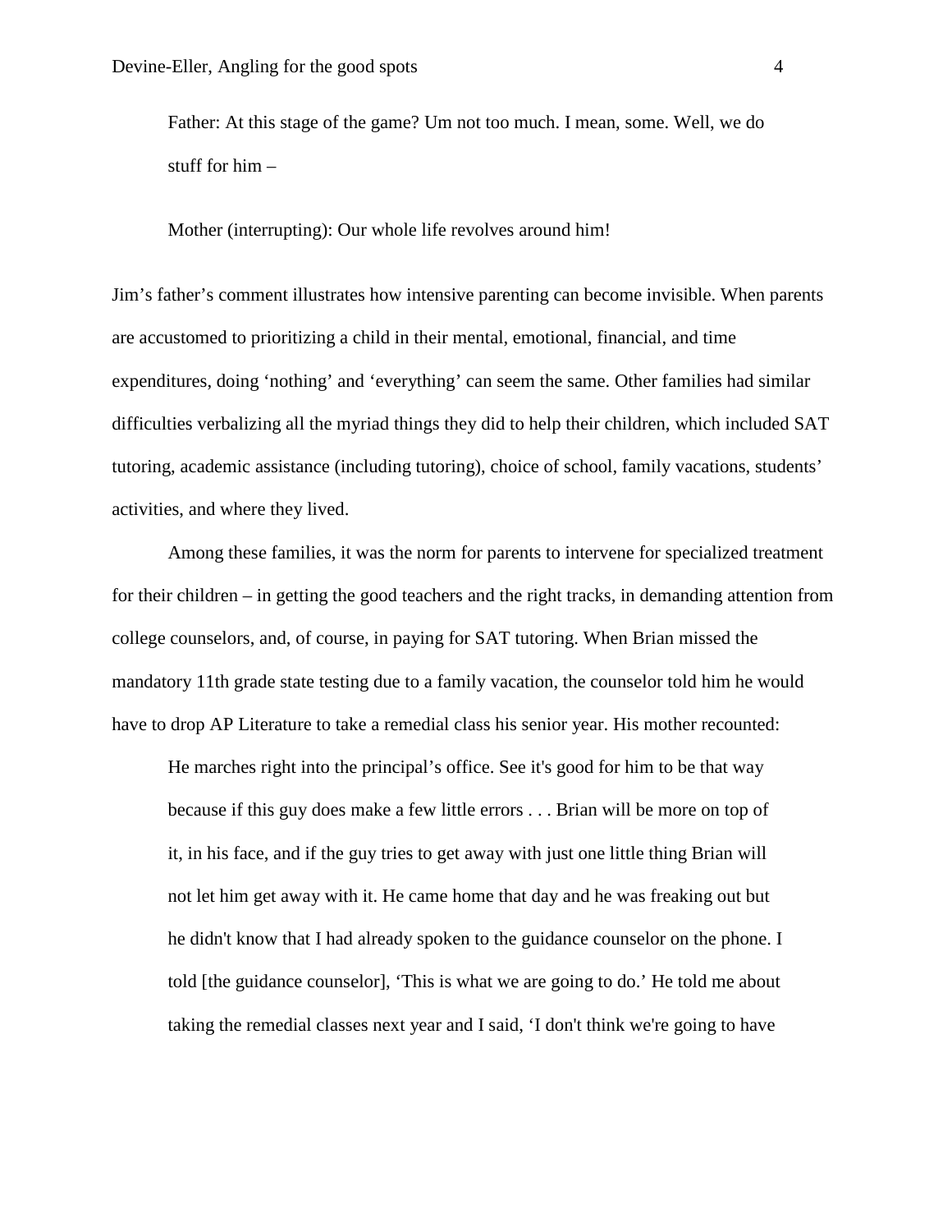> Father: At this stage of the game? Um not too much. I mean, some. Well, we do stuff for him –
>
> Mother (interrupting): Our whole life revolves around him!

Jim's father's comment illustrates how intensive parenting can become invisible. When parents are accustomed to prioritizing a child in their mental, emotional, financial, and time expenditures, doing 'nothing' and 'everything' can seem the same. Other families had similar difficulties verbalizing all the myriad things they did to help their children, which included SAT tutoring, academic assistance (including tutoring), choice of school, family vacations, students' activities, and where they lived.

Among these families, it was the norm for parents to intervene for specialized treatment for their children – in getting the good teachers and the right tracks, in demanding attention from college counselors, and, of course, in paying for SAT tutoring. When Brian missed the mandatory 11th grade state testing due to a family vacation, the counselor told him he would have to drop AP Literature to take a remedial class his senior year. His mother recounted:

> He marches right into the principal's office. See it's good for him to be that way because if this guy does make a few little errors . . . Brian will be more on top of it, in his face, and if the guy tries to get away with just one little thing Brian will not let him get away with it. He came home that day and he was freaking out but he didn't know that I had already spoken to the guidance counselor on the phone. I told [the guidance counselor], 'This is what we are going to do.' He told me about taking the remedial classes next year and I said, 'I don't think we're going to have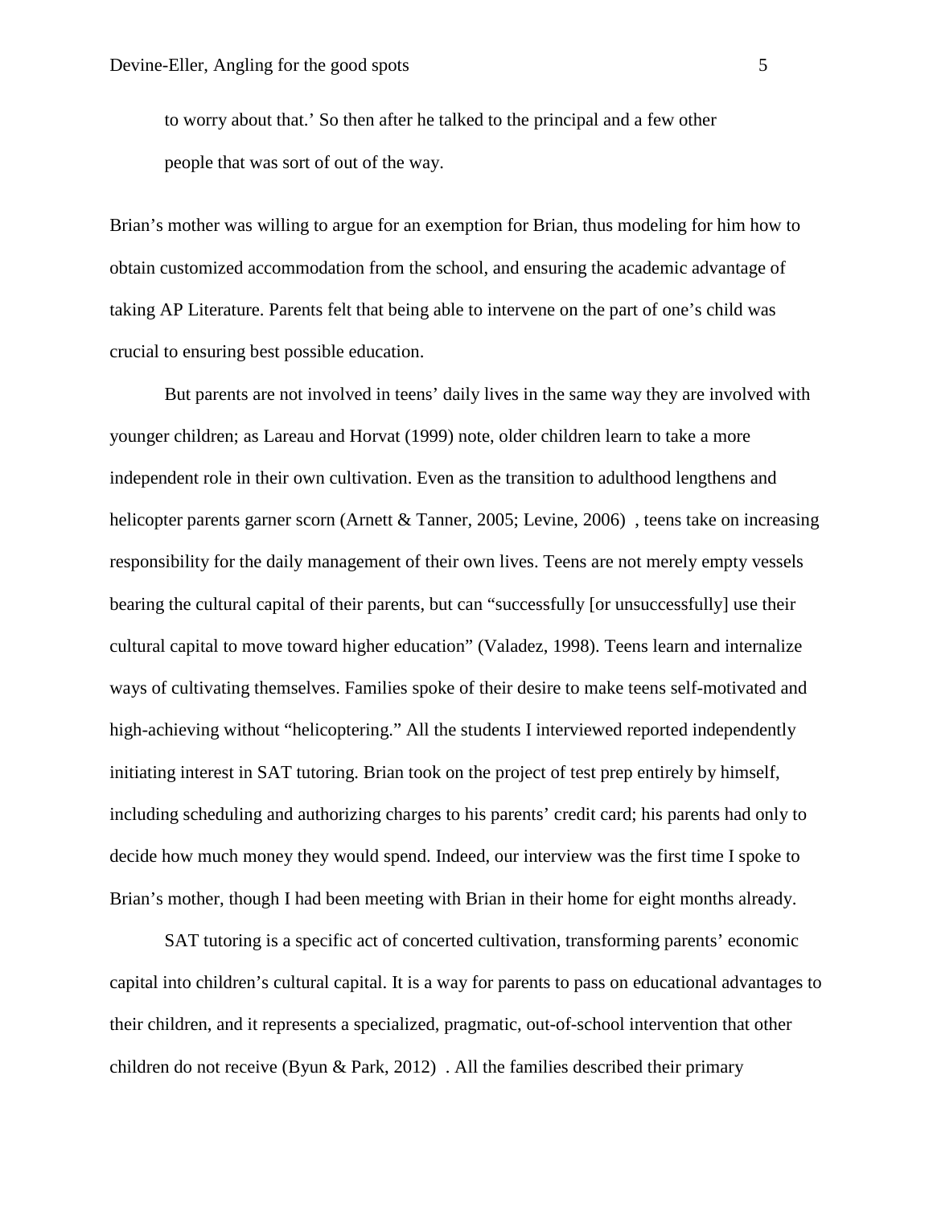to worry about that.' So then after he talked to the principal and a few other people that was sort of out of the way.

Brian's mother was willing to argue for an exemption for Brian, thus modeling for him how to obtain customized accommodation from the school, and ensuring the academic advantage of taking AP Literature. Parents felt that being able to intervene on the part of one's child was crucial to ensuring best possible education.

But parents are not involved in teens' daily lives in the same way they are involved with younger children; as Lareau and Horvat (1999) note, older children learn to take a more independent role in their own cultivation. Even as the transition to adulthood lengthens and helicopter parents garner scorn (Arnett & Tanner, 2005; Levine, 2006) , teens take on increasing responsibility for the daily management of their own lives. Teens are not merely empty vessels bearing the cultural capital of their parents, but can "successfully [or unsuccessfully] use their cultural capital to move toward higher education" (Valadez, 1998). Teens learn and internalize ways of cultivating themselves. Families spoke of their desire to make teens self-motivated and high-achieving without "helicoptering." All the students I interviewed reported independently initiating interest in SAT tutoring. Brian took on the project of test prep entirely by himself, including scheduling and authorizing charges to his parents' credit card; his parents had only to decide how much money they would spend. Indeed, our interview was the first time I spoke to Brian's mother, though I had been meeting with Brian in their home for eight months already.

SAT tutoring is a specific act of concerted cultivation, transforming parents' economic capital into children's cultural capital. It is a way for parents to pass on educational advantages to their children, and it represents a specialized, pragmatic, out-of-school intervention that other children do not receive (Byun & Park, 2012) . All the families described their primary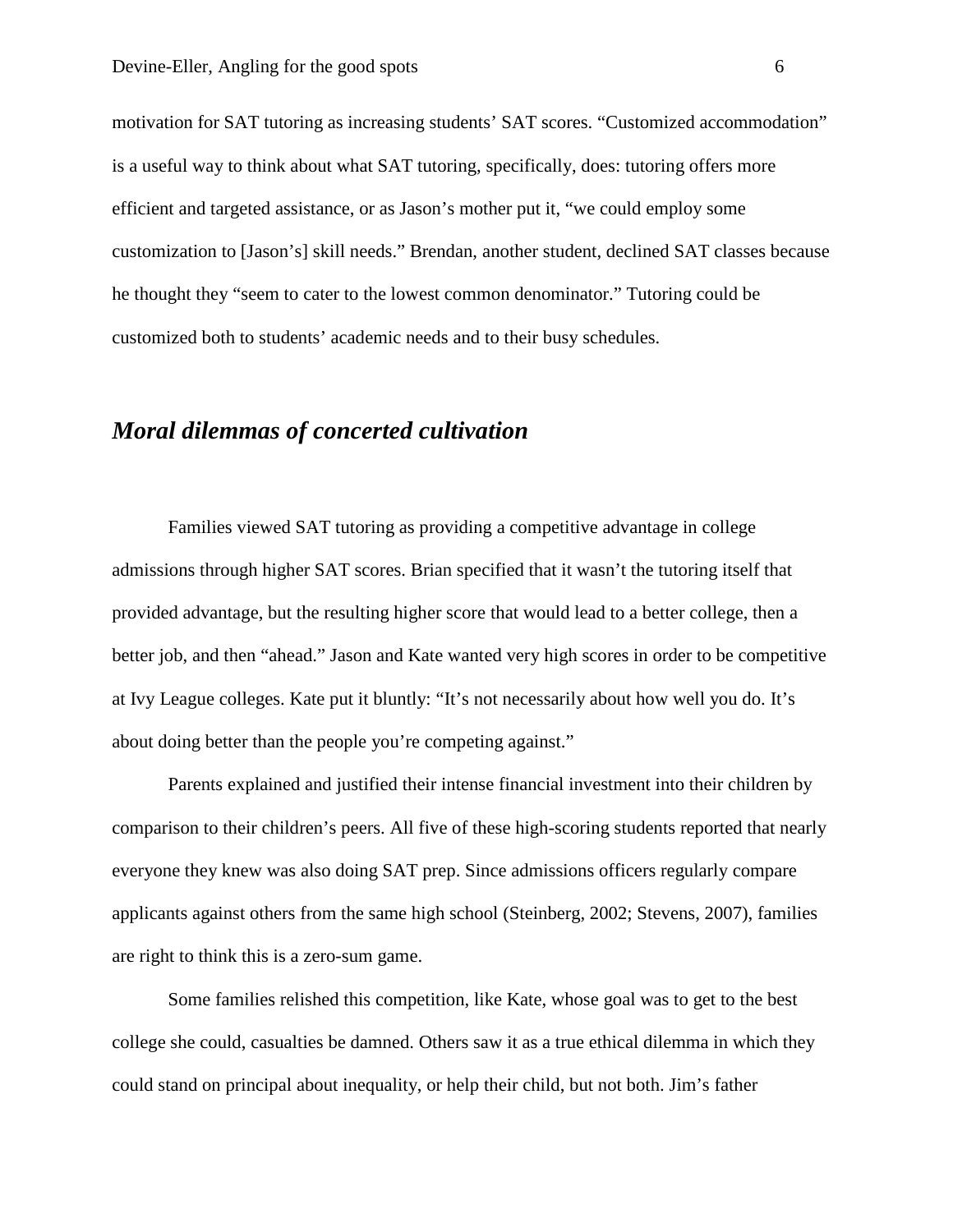motivation for SAT tutoring as increasing students' SAT scores. "Customized accommodation" is a useful way to think about what SAT tutoring, specifically, does: tutoring offers more efficient and targeted assistance, or as Jason's mother put it, "we could employ some customization to [Jason's] skill needs." Brendan, another student, declined SAT classes because he thought they "seem to cater to the lowest common denominator." Tutoring could be customized both to students' academic needs and to their busy schedules.

## *Moral dilemmas of concerted cultivation*

Families viewed SAT tutoring as providing a competitive advantage in college admissions through higher SAT scores. Brian specified that it wasn't the tutoring itself that provided advantage, but the resulting higher score that would lead to a better college, then a better job, and then "ahead." Jason and Kate wanted very high scores in order to be competitive at Ivy League colleges. Kate put it bluntly: "It's not necessarily about how well you do. It's about doing better than the people you're competing against."

Parents explained and justified their intense financial investment into their children by comparison to their children's peers. All five of these high-scoring students reported that nearly everyone they knew was also doing SAT prep. Since admissions officers regularly compare applicants against others from the same high school (Steinberg, 2002; Stevens, 2007), families are right to think this is a zero-sum game.

Some families relished this competition, like Kate, whose goal was to get to the best college she could, casualties be damned. Others saw it as a true ethical dilemma in which they could stand on principal about inequality, or help their child, but not both. Jim's father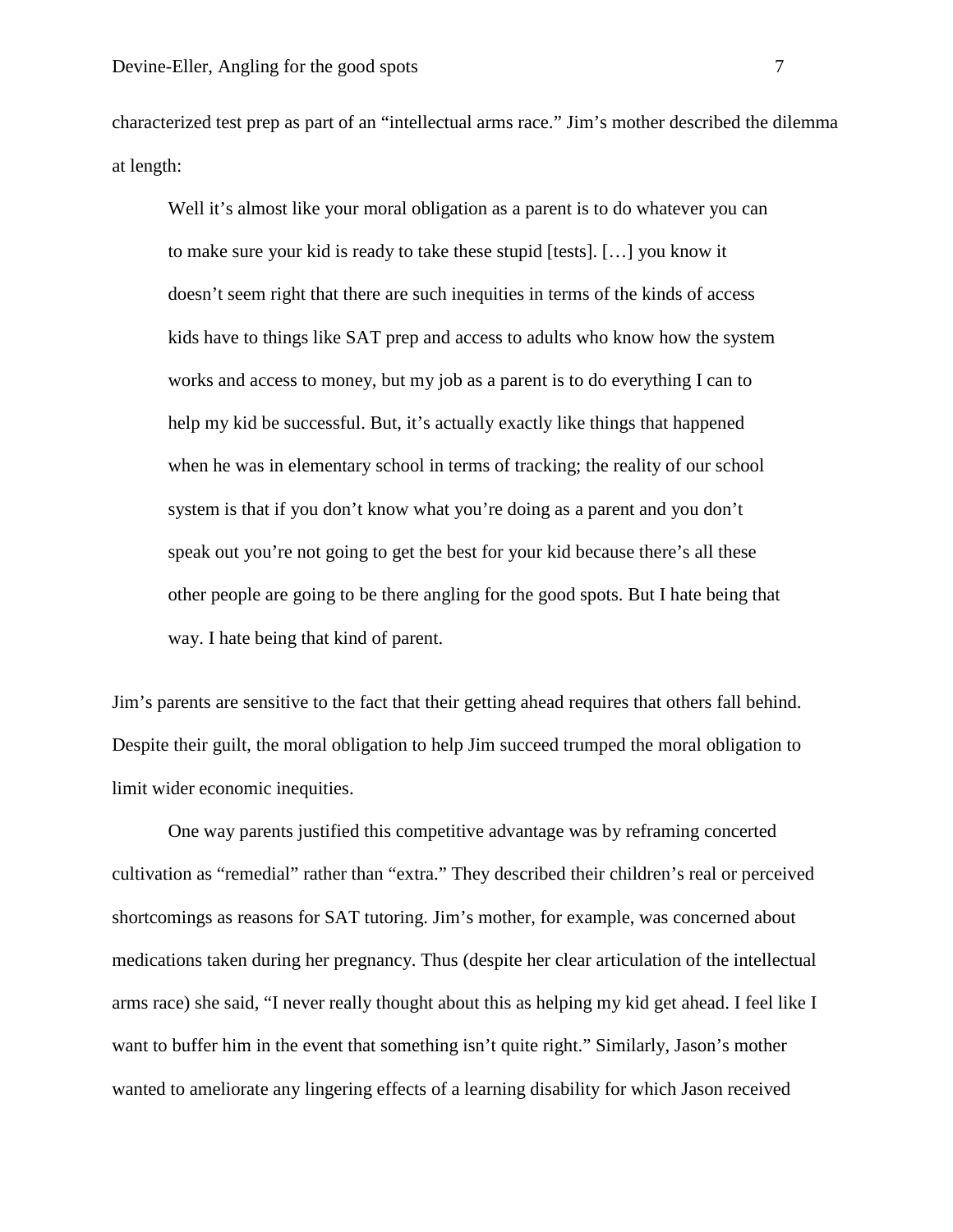characterized test prep as part of an "intellectual arms race." Jim's mother described the dilemma at length:

> Well it's almost like your moral obligation as a parent is to do whatever you can to make sure your kid is ready to take these stupid [tests]. […] you know it doesn't seem right that there are such inequities in terms of the kinds of access kids have to things like SAT prep and access to adults who know how the system works and access to money, but my job as a parent is to do everything I can to help my kid be successful. But, it's actually exactly like things that happened when he was in elementary school in terms of tracking; the reality of our school system is that if you don't know what you're doing as a parent and you don't speak out you're not going to get the best for your kid because there's all these other people are going to be there angling for the good spots. But I hate being that way. I hate being that kind of parent.

Jim's parents are sensitive to the fact that their getting ahead requires that others fall behind. Despite their guilt, the moral obligation to help Jim succeed trumped the moral obligation to limit wider economic inequities.

One way parents justified this competitive advantage was by reframing concerted cultivation as "remedial" rather than "extra." They described their children's real or perceived shortcomings as reasons for SAT tutoring. Jim's mother, for example, was concerned about medications taken during her pregnancy. Thus (despite her clear articulation of the intellectual arms race) she said, "I never really thought about this as helping my kid get ahead. I feel like I want to buffer him in the event that something isn't quite right." Similarly, Jason's mother wanted to ameliorate any lingering effects of a learning disability for which Jason received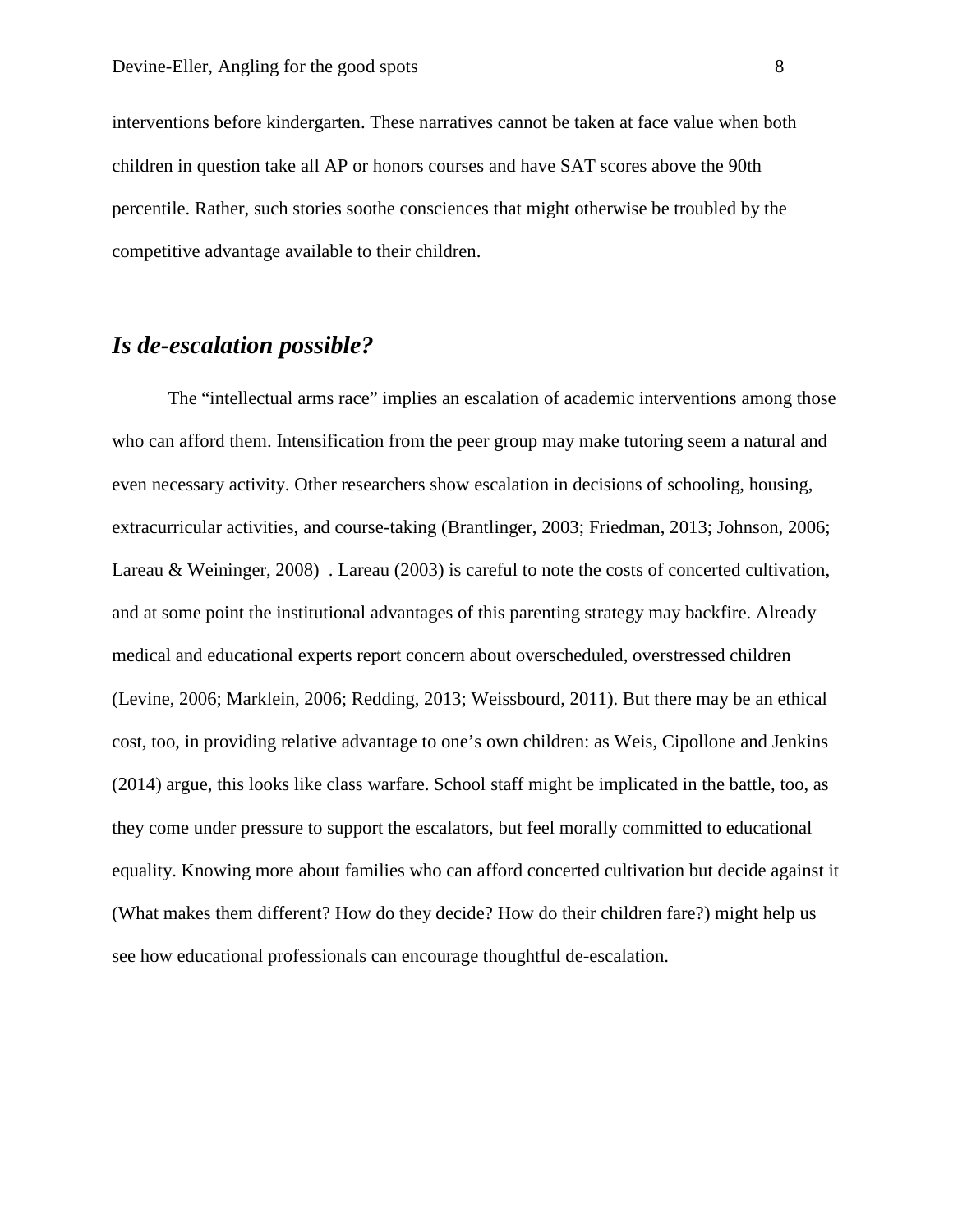interventions before kindergarten. These narratives cannot be taken at face value when both children in question take all AP or honors courses and have SAT scores above the 90th percentile. Rather, such stories soothe consciences that might otherwise be troubled by the competitive advantage available to their children.

## ***Is de-escalation possible?***

The "intellectual arms race" implies an escalation of academic interventions among those who can afford them. Intensification from the peer group may make tutoring seem a natural and even necessary activity. Other researchers show escalation in decisions of schooling, housing, extracurricular activities, and course-taking (Brantlinger, 2003; Friedman, 2013; Johnson, 2006; Lareau & Weininger, 2008) . Lareau (2003) is careful to note the costs of concerted cultivation, and at some point the institutional advantages of this parenting strategy may backfire. Already medical and educational experts report concern about overscheduled, overstressed children (Levine, 2006; Marklein, 2006; Redding, 2013; Weissbourd, 2011). But there may be an ethical cost, too, in providing relative advantage to one's own children: as Weis, Cipollone and Jenkins (2014) argue, this looks like class warfare. School staff might be implicated in the battle, too, as they come under pressure to support the escalators, but feel morally committed to educational equality. Knowing more about families who can afford concerted cultivation but decide against it (What makes them different? How do they decide? How do their children fare?) might help us see how educational professionals can encourage thoughtful de-escalation.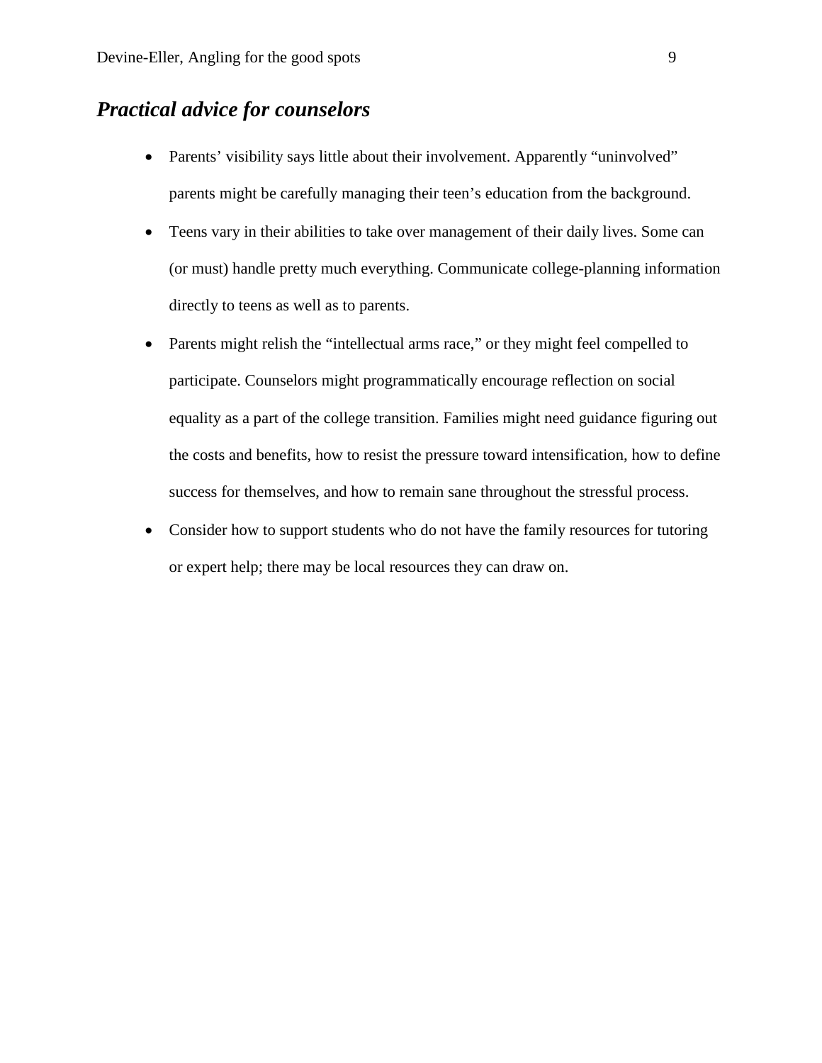## ***Practical advice for counselors***

- Parents' visibility says little about their involvement. Apparently "uninvolved" parents might be carefully managing their teen's education from the background.
- Teens vary in their abilities to take over management of their daily lives. Some can (or must) handle pretty much everything. Communicate college-planning information directly to teens as well as to parents.
- Parents might relish the "intellectual arms race," or they might feel compelled to participate. Counselors might programmatically encourage reflection on social equality as a part of the college transition. Families might need guidance figuring out the costs and benefits, how to resist the pressure toward intensification, how to define success for themselves, and how to remain sane throughout the stressful process.
- Consider how to support students who do not have the family resources for tutoring or expert help; there may be local resources they can draw on.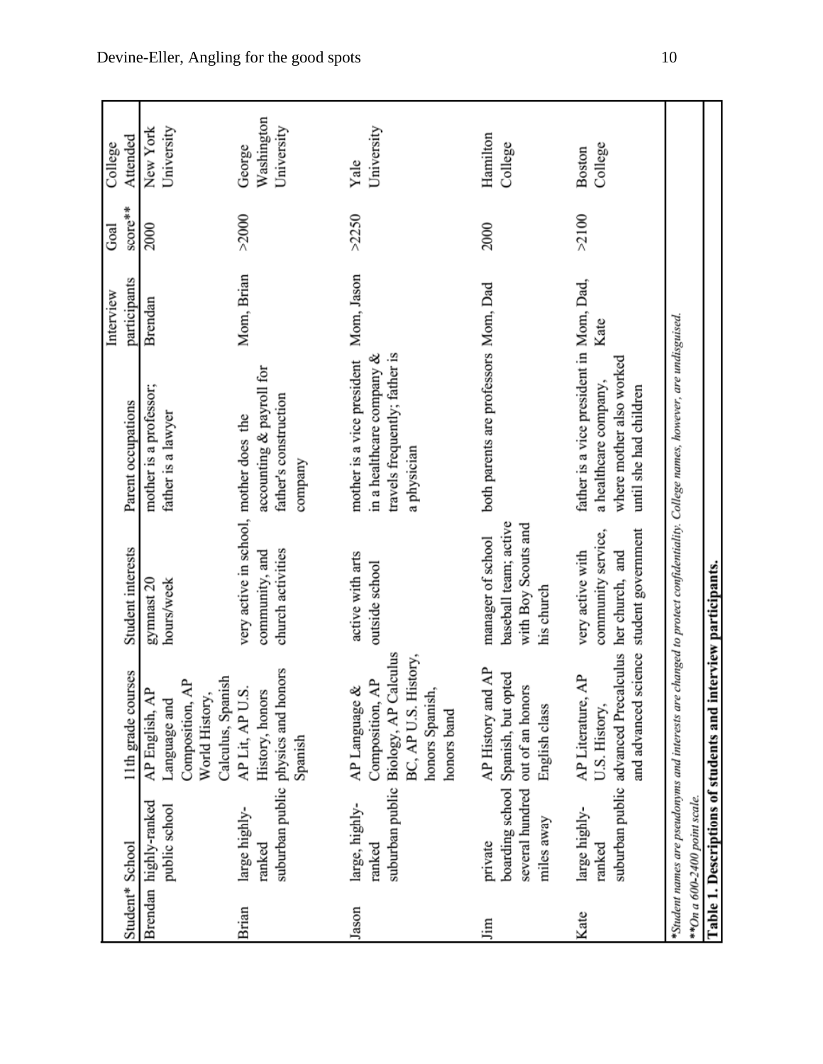| Student* | School | 11th grade courses | Student interests | Parent occupations | Interview participants | Goal score** | College Attended |
|---|---|---|---|---|---|---|---|
| Brendan | highly-ranked public school | AP English, AP Language and Composition, AP World History, Calculus, Spanish | gymnast 20 hours/week | mother is a professor; father is a lawyer | Brendan | 2000 | New York University |
| Brian | large highly-ranked suburban public | AP Lit, AP U.S. History, honors physics and honors Spanish | very active in school, community, and church activities | mother does the accounting & payroll for father's construction company | Mom, Brian | >2000 | George Washington University |
| Jason | large, highly-ranked suburban public | AP Language & Composition, AP Biology, AP Calculus BC, AP U.S. History, honors Spanish, honors band | active with arts outside school | mother is a vice president in a healthcare company & travels frequently; father is a physician | Mom, Jason | >2250 | Yale University |
| Jim | private boarding school several hundred miles away | AP History and AP Spanish, but opted out of an honors English class | manager of school baseball team; active with Boy Scouts and his church | both parents are professors | Mom, Dad | 2000 | Hamilton College |
| Kate | large highly-ranked suburban public | AP Literature, AP U.S. History, advanced Precalculus and advanced science | very active with community service, her church, and student government | father is a vice president in a healthcare company, where mother also worked until she had children | Mom, Dad, Kate | >2100 | Boston College |

*Student names are pseudonyms and interests are changed to protect confidentiality. College names, however, are undisguised.
**On a 600-2400 point scale.

**Table 1. Descriptions of students and interview participants.**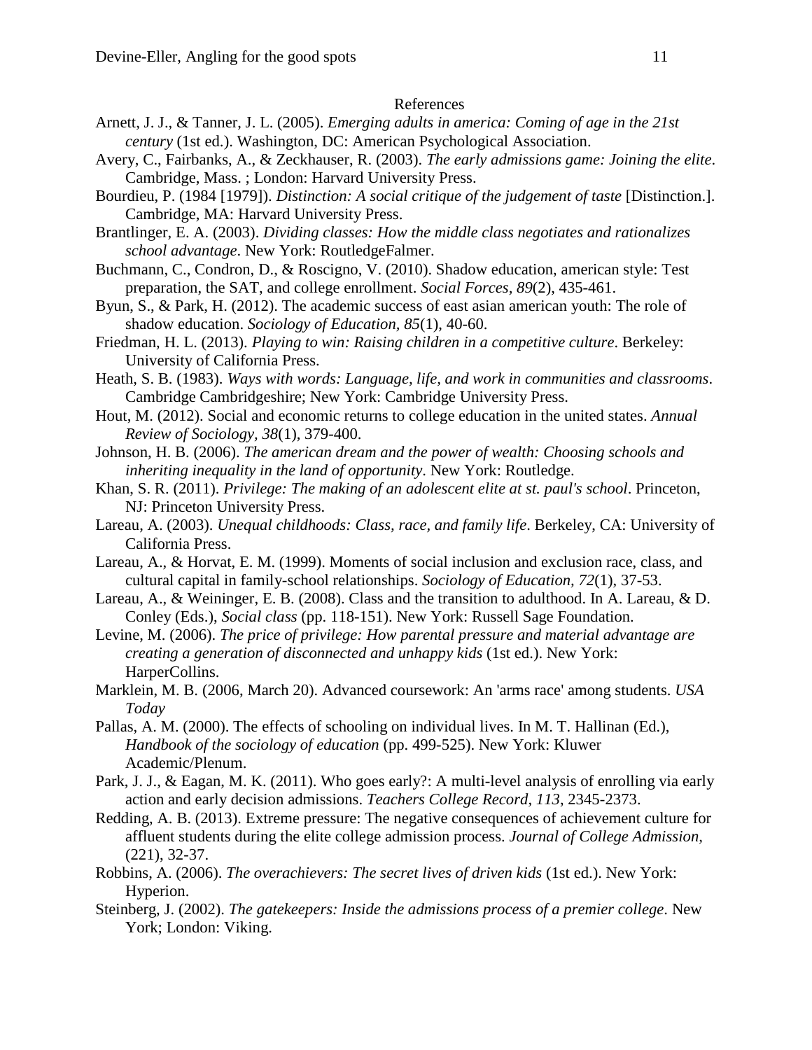# References

Arnett, J. J., & Tanner, J. L. (2005). *Emerging adults in america: Coming of age in the 21st century* (1st ed.). Washington, DC: American Psychological Association.

Avery, C., Fairbanks, A., & Zeckhauser, R. (2003). *The early admissions game: Joining the elite*. Cambridge, Mass. ; London: Harvard University Press.

Bourdieu, P. (1984 [1979]). *Distinction: A social critique of the judgement of taste* [Distinction.]. Cambridge, MA: Harvard University Press.

Brantlinger, E. A. (2003). *Dividing classes: How the middle class negotiates and rationalizes school advantage*. New York: RoutledgeFalmer.

Buchmann, C., Condron, D., & Roscigno, V. (2010). Shadow education, american style: Test preparation, the SAT, and college enrollment. *Social Forces, 89*(2), 435-461.

Byun, S., & Park, H. (2012). The academic success of east asian american youth: The role of shadow education. *Sociology of Education, 85*(1), 40-60.

Friedman, H. L. (2013). *Playing to win: Raising children in a competitive culture*. Berkeley: University of California Press.

Heath, S. B. (1983). *Ways with words: Language, life, and work in communities and classrooms*. Cambridge Cambridgeshire; New York: Cambridge University Press.

Hout, M. (2012). Social and economic returns to college education in the united states. *Annual Review of Sociology, 38*(1), 379-400.

Johnson, H. B. (2006). *The american dream and the power of wealth: Choosing schools and inheriting inequality in the land of opportunity*. New York: Routledge.

Khan, S. R. (2011). *Privilege: The making of an adolescent elite at st. paul's school*. Princeton, NJ: Princeton University Press.

Lareau, A. (2003). *Unequal childhoods: Class, race, and family life*. Berkeley, CA: University of California Press.

Lareau, A., & Horvat, E. M. (1999). Moments of social inclusion and exclusion race, class, and cultural capital in family-school relationships. *Sociology of Education, 72*(1), 37-53.

Lareau, A., & Weininger, E. B. (2008). Class and the transition to adulthood. In A. Lareau, & D. Conley (Eds.), *Social class* (pp. 118-151). New York: Russell Sage Foundation.

Levine, M. (2006). *The price of privilege: How parental pressure and material advantage are creating a generation of disconnected and unhappy kids* (1st ed.). New York: HarperCollins.

Marklein, M. B. (2006, March 20). Advanced coursework: An 'arms race' among students. *USA Today*

Pallas, A. M. (2000). The effects of schooling on individual lives. In M. T. Hallinan (Ed.), *Handbook of the sociology of education* (pp. 499-525). New York: Kluwer Academic/Plenum.

Park, J. J., & Eagan, M. K. (2011). Who goes early?: A multi-level analysis of enrolling via early action and early decision admissions. *Teachers College Record, 113*, 2345-2373.

Redding, A. B. (2013). Extreme pressure: The negative consequences of achievement culture for affluent students during the elite college admission process. *Journal of College Admission*, (221), 32-37.

Robbins, A. (2006). *The overachievers: The secret lives of driven kids* (1st ed.). New York: Hyperion.

Steinberg, J. (2002). *The gatekeepers: Inside the admissions process of a premier college*. New York; London: Viking.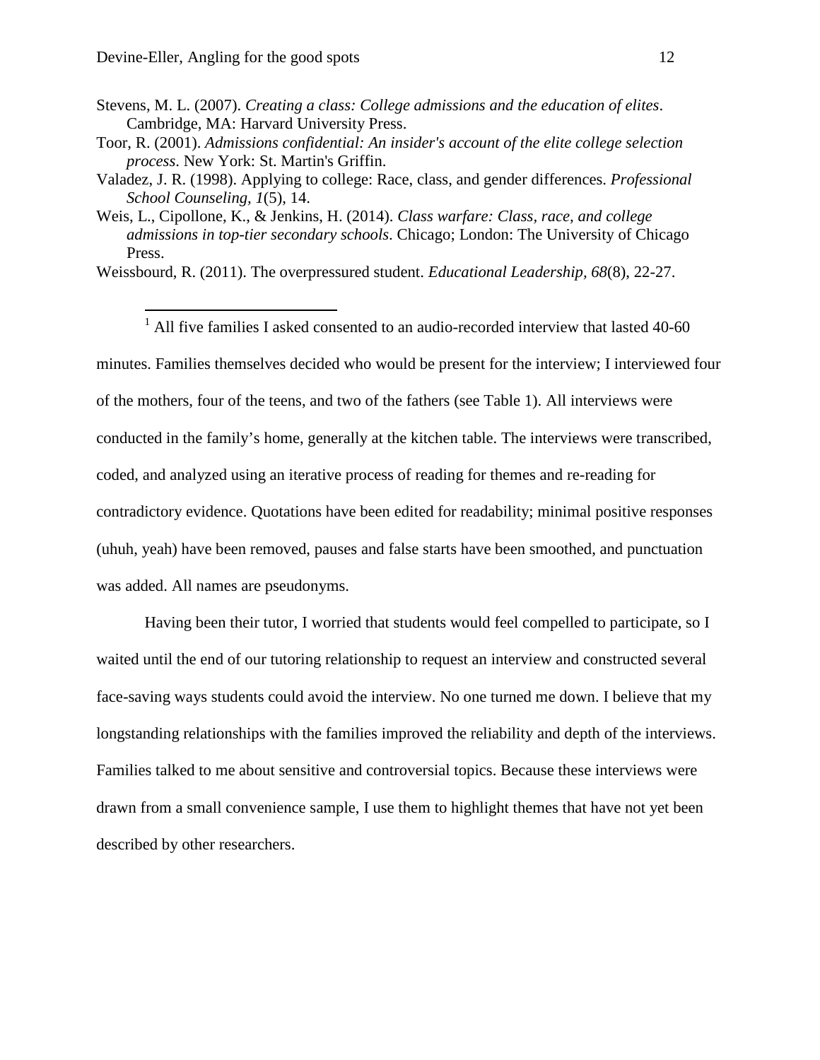Stevens, M. L. (2007). *Creating a class: College admissions and the education of elites*. Cambridge, MA: Harvard University Press.

Toor, R. (2001). *Admissions confidential: An insider's account of the elite college selection process*. New York: St. Martin's Griffin.

Valadez, J. R. (1998). Applying to college: Race, class, and gender differences. *Professional School Counseling, 1*(5), 14.

Weis, L., Cipollone, K., & Jenkins, H. (2014). *Class warfare: Class, race, and college admissions in top-tier secondary schools*. Chicago; London: The University of Chicago Press.

Weissbourd, R. (2011). The overpressured student. *Educational Leadership, 68*(8), 22-27.

---

[1] All five families I asked consented to an audio-recorded interview that lasted 40-60 minutes. Families themselves decided who would be present for the interview; I interviewed four of the mothers, four of the teens, and two of the fathers (see Table 1). All interviews were conducted in the family's home, generally at the kitchen table. The interviews were transcribed, coded, and analyzed using an iterative process of reading for themes and re-reading for contradictory evidence. Quotations have been edited for readability; minimal positive responses (uhuh, yeah) have been removed, pauses and false starts have been smoothed, and punctuation was added. All names are pseudonyms.

Having been their tutor, I worried that students would feel compelled to participate, so I waited until the end of our tutoring relationship to request an interview and constructed several face-saving ways students could avoid the interview. No one turned me down. I believe that my longstanding relationships with the families improved the reliability and depth of the interviews. Families talked to me about sensitive and controversial topics. Because these interviews were drawn from a small convenience sample, I use them to highlight themes that have not yet been described by other researchers.